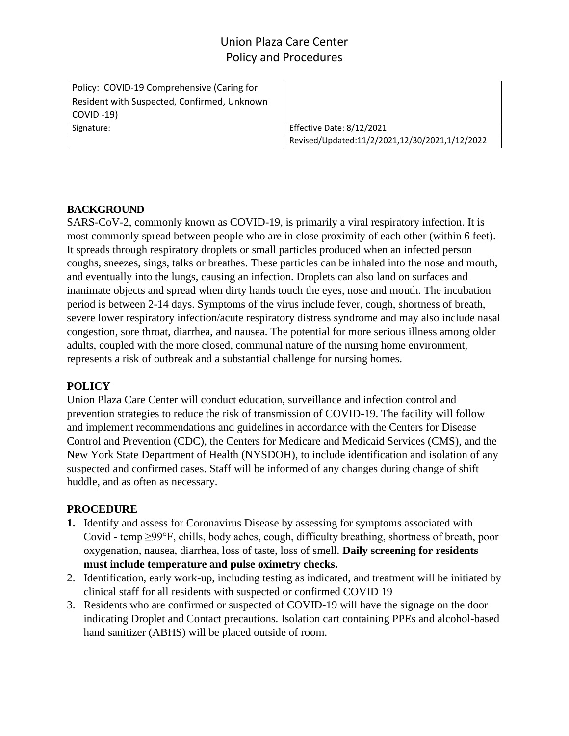# Union Plaza Care Center
# Policy and Procedures

| Policy: COVID-19 Comprehensive (Caring for Resident with Suspected, Confirmed, Unknown COVID -19) | |
|---|---|
| Signature: | Effective Date: 8/12/2021 |
| | Revised/Updated:11/2/2021,12/30/2021,1/12/2022 |

**BACKGROUND**

SARS-CoV-2, commonly known as COVID-19, is primarily a viral respiratory infection. It is most commonly spread between people who are in close proximity of each other (within 6 feet). It spreads through respiratory droplets or small particles produced when an infected person coughs, sneezes, sings, talks or breathes. These particles can be inhaled into the nose and mouth, and eventually into the lungs, causing an infection. Droplets can also land on surfaces and inanimate objects and spread when dirty hands touch the eyes, nose and mouth. The incubation period is between 2-14 days. Symptoms of the virus include fever, cough, shortness of breath, severe lower respiratory infection/acute respiratory distress syndrome and may also include nasal congestion, sore throat, diarrhea, and nausea. The potential for more serious illness among older adults, coupled with the more closed, communal nature of the nursing home environment, represents a risk of outbreak and a substantial challenge for nursing homes.

**POLICY**

Union Plaza Care Center will conduct education, surveillance and infection control and prevention strategies to reduce the risk of transmission of COVID-19. The facility will follow and implement recommendations and guidelines in accordance with the Centers for Disease Control and Prevention (CDC), the Centers for Medicare and Medicaid Services (CMS), and the New York State Department of Health (NYSDOH), to include identification and isolation of any suspected and confirmed cases. Staff will be informed of any changes during change of shift huddle, and as often as necessary.

**PROCEDURE**

1. Identify and assess for Coronavirus Disease by assessing for symptoms associated with Covid - temp ≥99°F, chills, body aches, cough, difficulty breathing, shortness of breath, poor oxygenation, nausea, diarrhea, loss of taste, loss of smell. **Daily screening for residents must include temperature and pulse oximetry checks.**
2. Identification, early work-up, including testing as indicated, and treatment will be initiated by clinical staff for all residents with suspected or confirmed COVID 19
3. Residents who are confirmed or suspected of COVID-19 will have the signage on the door indicating Droplet and Contact precautions. Isolation cart containing PPEs and alcohol-based hand sanitizer (ABHS) will be placed outside of room.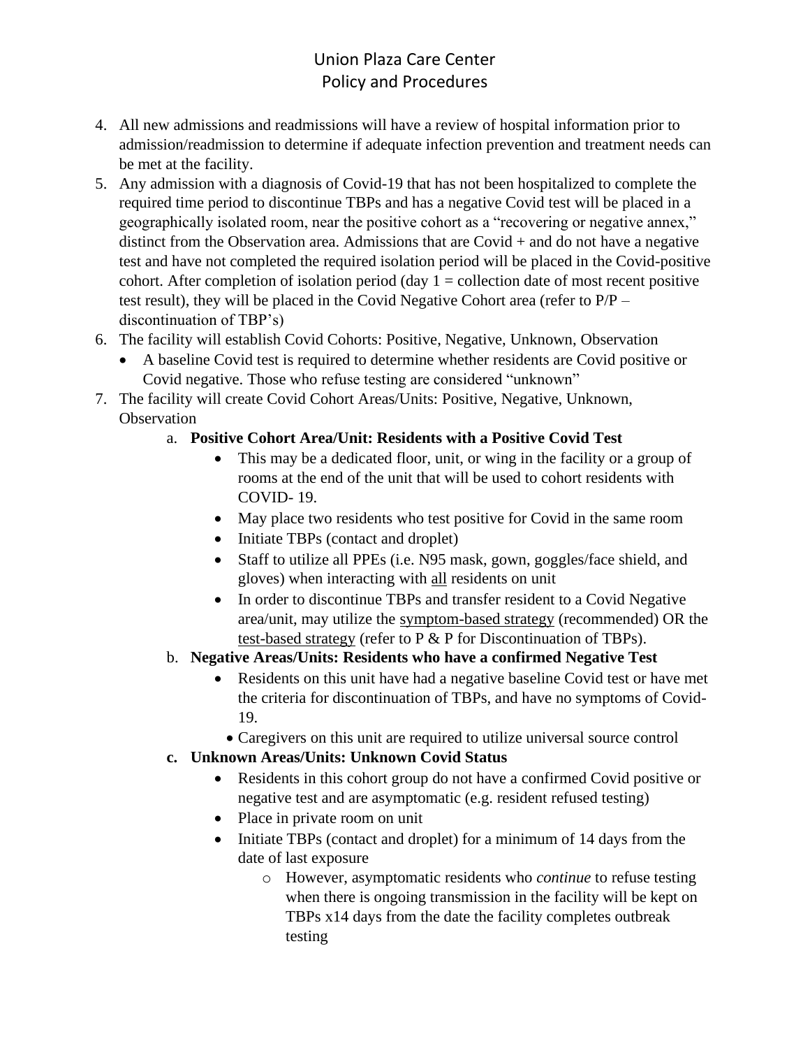# Union Plaza Care Center
## Policy and Procedures

4. All new admissions and readmissions will have a review of hospital information prior to admission/readmission to determine if adequate infection prevention and treatment needs can be met at the facility.
5. Any admission with a diagnosis of Covid-19 that has not been hospitalized to complete the required time period to discontinue TBPs and has a negative Covid test will be placed in a geographically isolated room, near the positive cohort as a "recovering or negative annex," distinct from the Observation area. Admissions that are Covid + and do not have a negative test and have not completed the required isolation period will be placed in the Covid-positive cohort. After completion of isolation period (day 1 = collection date of most recent positive test result), they will be placed in the Covid Negative Cohort area (refer to P/P – discontinuation of TBP's)
6. The facility will establish Covid Cohorts: Positive, Negative, Unknown, Observation
   - A baseline Covid test is required to determine whether residents are Covid positive or Covid negative. Those who refuse testing are considered "unknown"
7. The facility will create Covid Cohort Areas/Units: Positive, Negative, Unknown, Observation
   a. **Positive Cohort Area/Unit: Residents with a Positive Covid Test**
      - This may be a dedicated floor, unit, or wing in the facility or a group of rooms at the end of the unit that will be used to cohort residents with COVID- 19.
      - May place two residents who test positive for Covid in the same room
      - Initiate TBPs (contact and droplet)
      - Staff to utilize all PPEs (i.e. N95 mask, gown, goggles/face shield, and gloves) when interacting with <u>all</u> residents on unit
      - In order to discontinue TBPs and transfer resident to a Covid Negative area/unit, may utilize the <u>symptom-based strategy</u> (recommended) OR the <u>test-based strategy</u> (refer to P & P for Discontinuation of TBPs).

   b. **Negative Areas/Units: Residents who have a confirmed Negative Test**
      - Residents on this unit have had a negative baseline Covid test or have met the criteria for discontinuation of TBPs, and have no symptoms of Covid-19.
      - Caregivers on this unit are required to utilize universal source control

   c. **Unknown Areas/Units: Unknown Covid Status**
      - Residents in this cohort group do not have a confirmed Covid positive or negative test and are asymptomatic (e.g. resident refused testing)
      - Place in private room on unit
      - Initiate TBPs (contact and droplet) for a minimum of 14 days from the date of last exposure
        - However, asymptomatic residents who *continue* to refuse testing when there is ongoing transmission in the facility will be kept on TBPs x14 days from the date the facility completes outbreak testing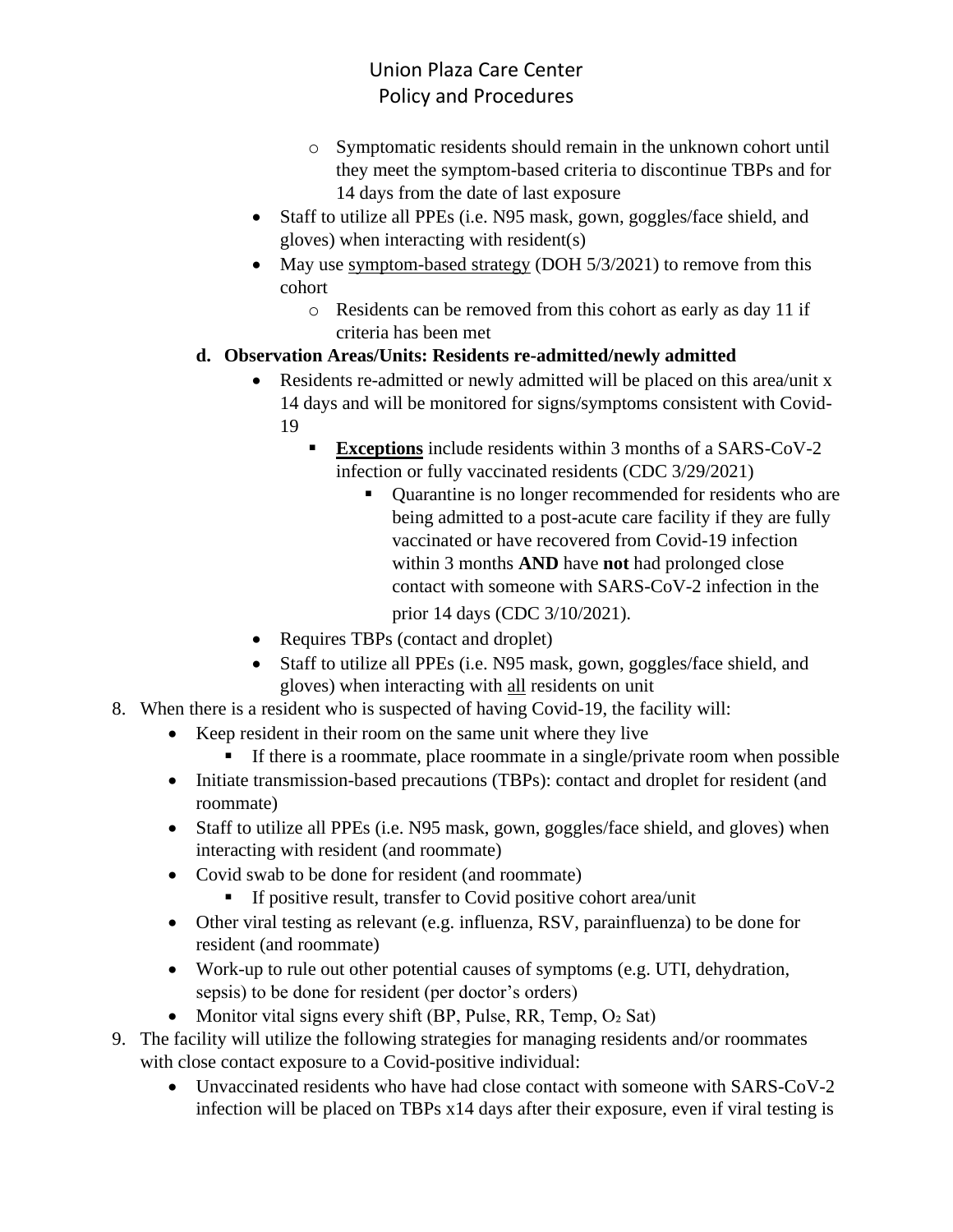- Symptomatic residents should remain in the unknown cohort until they meet the symptom-based criteria to discontinue TBPs and for 14 days from the date of last exposure
- Staff to utilize all PPEs (i.e. N95 mask, gown, goggles/face shield, and gloves) when interacting with resident(s)
- May use symptom-based strategy (DOH 5/3/2021) to remove from this cohort
  - Residents can be removed from this cohort as early as day 11 if criteria has been met

**d. Observation Areas/Units: Residents re-admitted/newly admitted**

- Residents re-admitted or newly admitted will be placed on this area/unit x 14 days and will be monitored for signs/symptoms consistent with Covid-19
  - **Exceptions** include residents within 3 months of a SARS-CoV-2 infection or fully vaccinated residents (CDC 3/29/2021)
    - Quarantine is no longer recommended for residents who are being admitted to a post-acute care facility if they are fully vaccinated or have recovered from Covid-19 infection within 3 months **AND** have **not** had prolonged close contact with someone with SARS-CoV-2 infection in the prior 14 days (CDC 3/10/2021).
- Requires TBPs (contact and droplet)
- Staff to utilize all PPEs (i.e. N95 mask, gown, goggles/face shield, and gloves) when interacting with all residents on unit

8. When there is a resident who is suspected of having Covid-19, the facility will:
   - Keep resident in their room on the same unit where they live
     - If there is a roommate, place roommate in a single/private room when possible
   - Initiate transmission-based precautions (TBPs): contact and droplet for resident (and roommate)
   - Staff to utilize all PPEs (i.e. N95 mask, gown, goggles/face shield, and gloves) when interacting with resident (and roommate)
   - Covid swab to be done for resident (and roommate)
     - If positive result, transfer to Covid positive cohort area/unit
   - Other viral testing as relevant (e.g. influenza, RSV, parainfluenza) to be done for resident (and roommate)
   - Work-up to rule out other potential causes of symptoms (e.g. UTI, dehydration, sepsis) to be done for resident (per doctor's orders)
   - Monitor vital signs every shift (BP, Pulse, RR, Temp, $O_2$ Sat)
9. The facility will utilize the following strategies for managing residents and/or roommates with close contact exposure to a Covid-positive individual:
   - Unvaccinated residents who have had close contact with someone with SARS-CoV-2 infection will be placed on TBPs x14 days after their exposure, even if viral testing is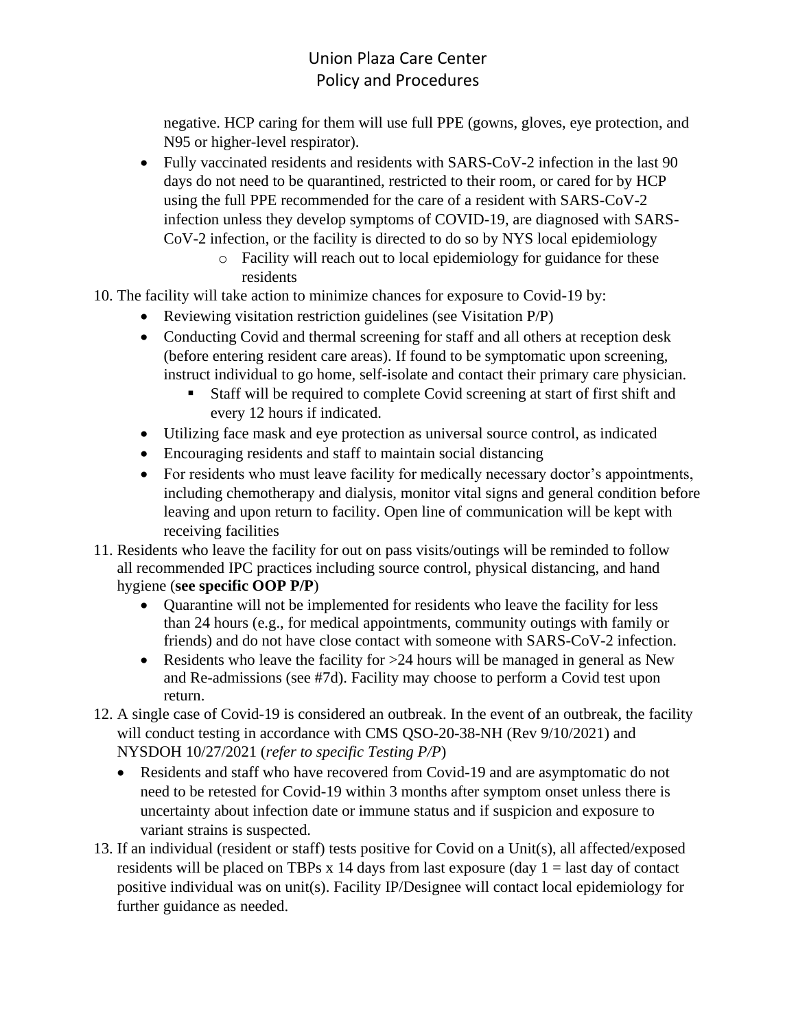negative. HCP caring for them will use full PPE (gowns, gloves, eye protection, and N95 or higher-level respirator).

- Fully vaccinated residents and residents with SARS-CoV-2 infection in the last 90 days do not need to be quarantined, restricted to their room, or cared for by HCP using the full PPE recommended for the care of a resident with SARS-CoV-2 infection unless they develop symptoms of COVID-19, are diagnosed with SARS-CoV-2 infection, or the facility is directed to do so by NYS local epidemiology
  - Facility will reach out to local epidemiology for guidance for these residents

10. The facility will take action to minimize chances for exposure to Covid-19 by:
    - Reviewing visitation restriction guidelines (see Visitation P/P)
    - Conducting Covid and thermal screening for staff and all others at reception desk (before entering resident care areas). If found to be symptomatic upon screening, instruct individual to go home, self-isolate and contact their primary care physician.
      - Staff will be required to complete Covid screening at start of first shift and every 12 hours if indicated.
    - Utilizing face mask and eye protection as universal source control, as indicated
    - Encouraging residents and staff to maintain social distancing
    - For residents who must leave facility for medically necessary doctor's appointments, including chemotherapy and dialysis, monitor vital signs and general condition before leaving and upon return to facility. Open line of communication will be kept with receiving facilities
11. Residents who leave the facility for out on pass visits/outings will be reminded to follow all recommended IPC practices including source control, physical distancing, and hand hygiene (**see specific OOP P/P**)
    - Quarantine will not be implemented for residents who leave the facility for less than 24 hours (e.g., for medical appointments, community outings with family or friends) and do not have close contact with someone with SARS-CoV-2 infection.
    - Residents who leave the facility for >24 hours will be managed in general as New and Re-admissions (see #7d). Facility may choose to perform a Covid test upon return.
12. A single case of Covid-19 is considered an outbreak. In the event of an outbreak, the facility will conduct testing in accordance with CMS QSO-20-38-NH (Rev 9/10/2021) and NYSDOH 10/27/2021 (*refer to specific Testing P/P*)
    - Residents and staff who have recovered from Covid-19 and are asymptomatic do not need to be retested for Covid-19 within 3 months after symptom onset unless there is uncertainty about infection date or immune status and if suspicion and exposure to variant strains is suspected.
13. If an individual (resident or staff) tests positive for Covid on a Unit(s), all affected/exposed residents will be placed on TBPs x 14 days from last exposure (day 1 = last day of contact positive individual was on unit(s). Facility IP/Designee will contact local epidemiology for further guidance as needed.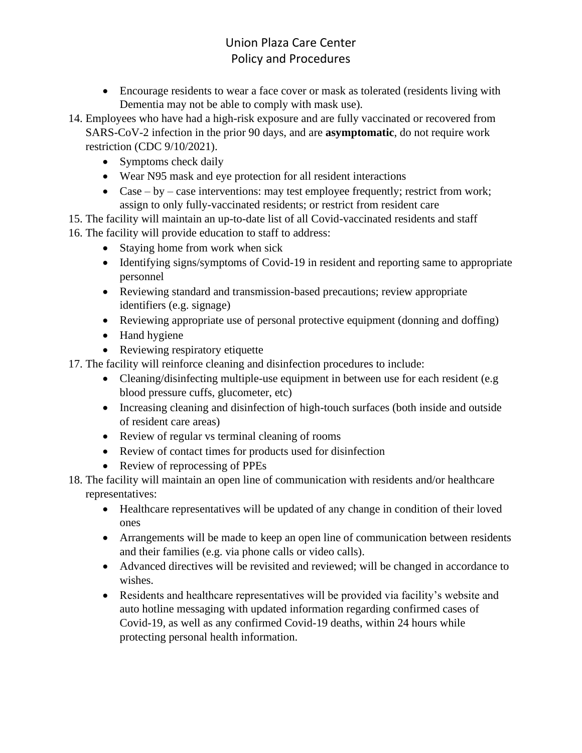- Encourage residents to wear a face cover or mask as tolerated (residents living with Dementia may not be able to comply with mask use).

14. Employees who have had a high-risk exposure and are fully vaccinated or recovered from SARS-CoV-2 infection in the prior 90 days, and are **asymptomatic**, do not require work restriction (CDC 9/10/2021).
    - Symptoms check daily
    - Wear N95 mask and eye protection for all resident interactions
    - Case – by – case interventions: may test employee frequently; restrict from work; assign to only fully-vaccinated residents; or restrict from resident care
15. The facility will maintain an up-to-date list of all Covid-vaccinated residents and staff
16. The facility will provide education to staff to address:
    - Staying home from work when sick
    - Identifying signs/symptoms of Covid-19 in resident and reporting same to appropriate personnel
    - Reviewing standard and transmission-based precautions; review appropriate identifiers (e.g. signage)
    - Reviewing appropriate use of personal protective equipment (donning and doffing)
    - Hand hygiene
    - Reviewing respiratory etiquette
17. The facility will reinforce cleaning and disinfection procedures to include:
    - Cleaning/disinfecting multiple-use equipment in between use for each resident (e.g blood pressure cuffs, glucometer, etc)
    - Increasing cleaning and disinfection of high-touch surfaces (both inside and outside of resident care areas)
    - Review of regular vs terminal cleaning of rooms
    - Review of contact times for products used for disinfection
    - Review of reprocessing of PPEs
18. The facility will maintain an open line of communication with residents and/or healthcare representatives:
    - Healthcare representatives will be updated of any change in condition of their loved ones
    - Arrangements will be made to keep an open line of communication between residents and their families (e.g. via phone calls or video calls).
    - Advanced directives will be revisited and reviewed; will be changed in accordance to wishes.
    - Residents and healthcare representatives will be provided via facility's website and auto hotline messaging with updated information regarding confirmed cases of Covid-19, as well as any confirmed Covid-19 deaths, within 24 hours while protecting personal health information.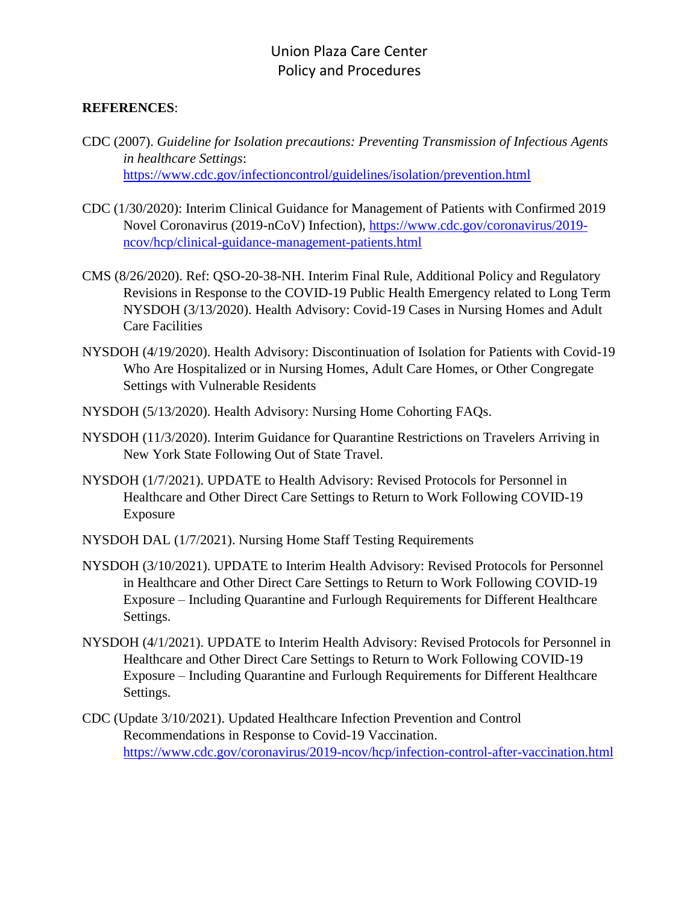**REFERENCES**:

CDC (2007). *Guideline for Isolation precautions: Preventing Transmission of Infectious Agents in healthcare Settings*: https://www.cdc.gov/infectioncontrol/guidelines/isolation/prevention.html

CDC (1/30/2020): Interim Clinical Guidance for Management of Patients with Confirmed 2019 Novel Coronavirus (2019-nCoV) Infection), https://www.cdc.gov/coronavirus/2019-ncov/hcp/clinical-guidance-management-patients.html

CMS (8/26/2020). Ref: QSO-20-38-NH. Interim Final Rule, Additional Policy and Regulatory Revisions in Response to the COVID-19 Public Health Emergency related to Long Term NYSDOH (3/13/2020). Health Advisory: Covid-19 Cases in Nursing Homes and Adult Care Facilities

NYSDOH (4/19/2020). Health Advisory: Discontinuation of Isolation for Patients with Covid-19 Who Are Hospitalized or in Nursing Homes, Adult Care Homes, or Other Congregate Settings with Vulnerable Residents

NYSDOH (5/13/2020). Health Advisory: Nursing Home Cohorting FAQs.

NYSDOH (11/3/2020). Interim Guidance for Quarantine Restrictions on Travelers Arriving in New York State Following Out of State Travel.

NYSDOH (1/7/2021). UPDATE to Health Advisory: Revised Protocols for Personnel in Healthcare and Other Direct Care Settings to Return to Work Following COVID-19 Exposure

NYSDOH DAL (1/7/2021). Nursing Home Staff Testing Requirements

NYSDOH (3/10/2021). UPDATE to Interim Health Advisory: Revised Protocols for Personnel in Healthcare and Other Direct Care Settings to Return to Work Following COVID-19 Exposure – Including Quarantine and Furlough Requirements for Different Healthcare Settings.

NYSDOH (4/1/2021). UPDATE to Interim Health Advisory: Revised Protocols for Personnel in Healthcare and Other Direct Care Settings to Return to Work Following COVID-19 Exposure – Including Quarantine and Furlough Requirements for Different Healthcare Settings.

CDC (Update 3/10/2021). Updated Healthcare Infection Prevention and Control Recommendations in Response to Covid-19 Vaccination. https://www.cdc.gov/coronavirus/2019-ncov/hcp/infection-control-after-vaccination.html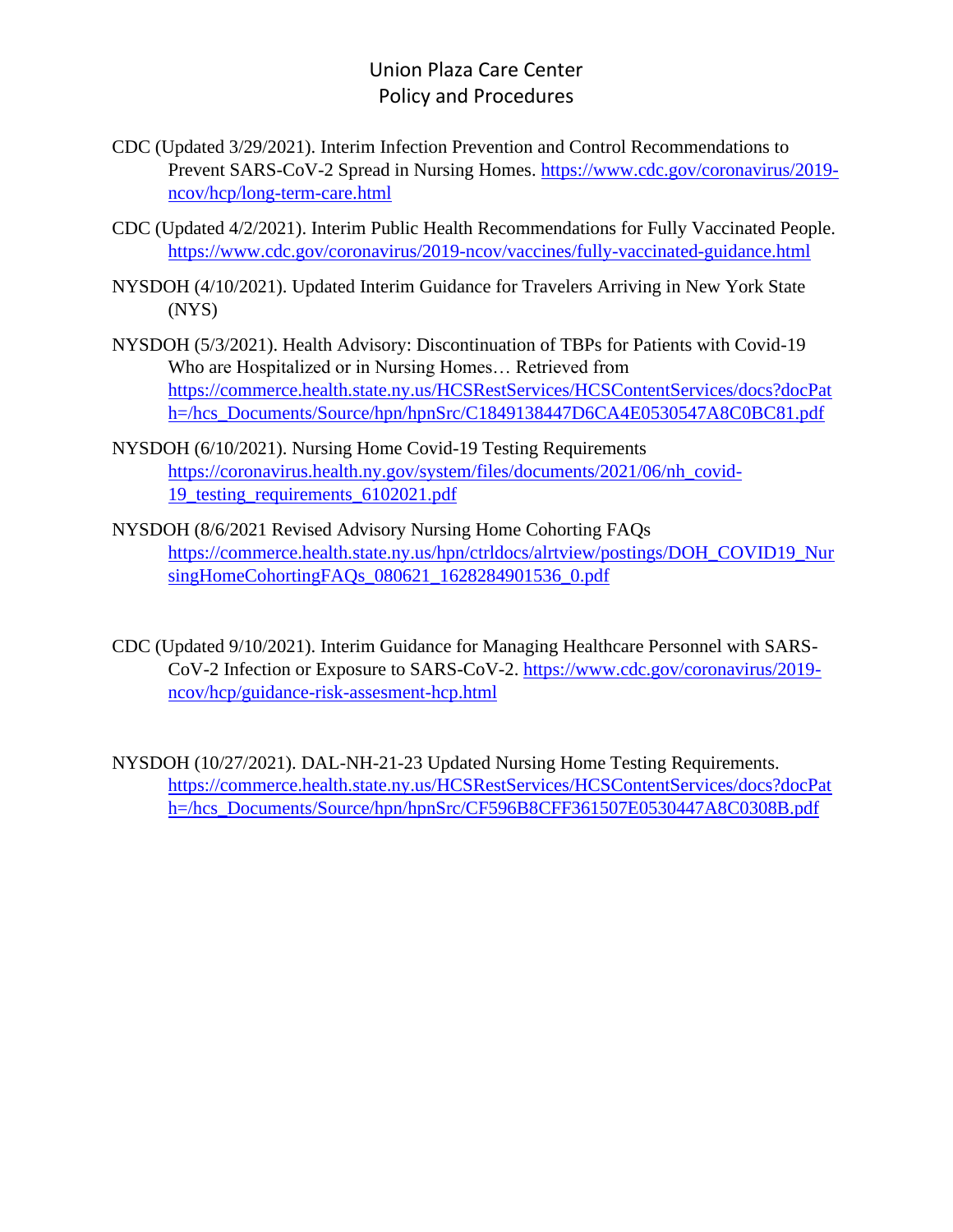CDC (Updated 3/29/2021). Interim Infection Prevention and Control Recommendations to Prevent SARS-CoV-2 Spread in Nursing Homes. https://www.cdc.gov/coronavirus/2019-ncov/hcp/long-term-care.html

CDC (Updated 4/2/2021). Interim Public Health Recommendations for Fully Vaccinated People. https://www.cdc.gov/coronavirus/2019-ncov/vaccines/fully-vaccinated-guidance.html

NYSDOH (4/10/2021). Updated Interim Guidance for Travelers Arriving in New York State (NYS)

NYSDOH (5/3/2021). Health Advisory: Discontinuation of TBPs for Patients with Covid-19 Who are Hospitalized or in Nursing Homes… Retrieved from https://commerce.health.state.ny.us/HCSRestServices/HCSContentServices/docs?docPath=/hcs_Documents/Source/hpn/hpnSrc/C1849138447D6CA4E0530547A8C0BC81.pdf

NYSDOH (6/10/2021). Nursing Home Covid-19 Testing Requirements https://coronavirus.health.ny.gov/system/files/documents/2021/06/nh_covid-19_testing_requirements_6102021.pdf

NYSDOH (8/6/2021 Revised Advisory Nursing Home Cohorting FAQs https://commerce.health.state.ny.us/hpn/ctrldocs/alrtview/postings/DOH_COVID19_NursingHomeCohortingFAQs_080621_1628284901536_0.pdf

CDC (Updated 9/10/2021). Interim Guidance for Managing Healthcare Personnel with SARS-CoV-2 Infection or Exposure to SARS-CoV-2. https://www.cdc.gov/coronavirus/2019-ncov/hcp/guidance-risk-assesment-hcp.html

NYSDOH (10/27/2021). DAL-NH-21-23 Updated Nursing Home Testing Requirements. https://commerce.health.state.ny.us/HCSRestServices/HCSContentServices/docs?docPath=/hcs_Documents/Source/hpn/hpnSrc/CF596B8CFF361507E0530447A8C0308B.pdf